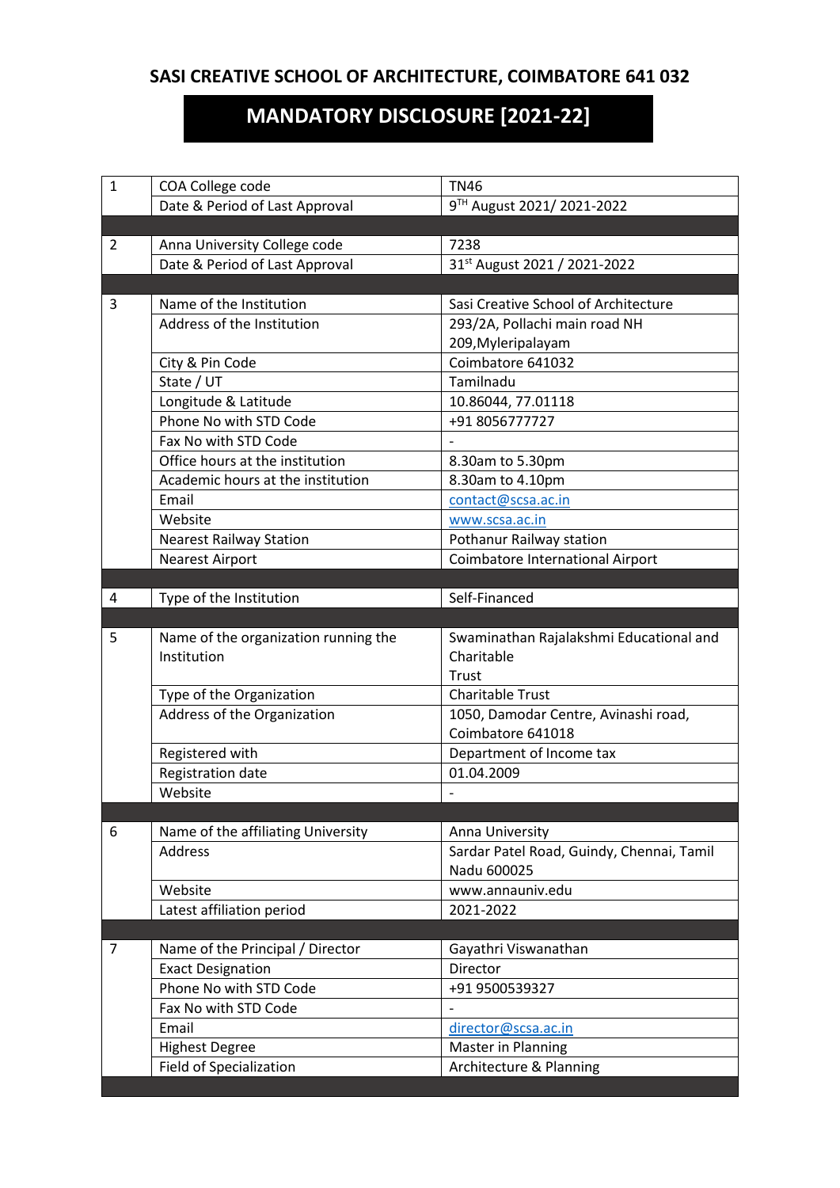# SASI CREATIVE SCHOOL OF ARCHITECTURE, COIMBATORE 641 032

## MANDATORY DISCLOSURE [2021-22]

| | | |
|---|---|---|
| 1 | COA College code | TN46 |
| | Date & Period of Last Approval | 9TH August 2021/ 2021-2022 |
| | | |
| 2 | Anna University College code | 7238 |
| | Date & Period of Last Approval | 31st August 2021 / 2021-2022 |
| | | |
| 3 | Name of the Institution | Sasi Creative School of Architecture |
| | Address of the Institution | 293/2A, Pollachi main road NH 209,Myleripalayam |
| | City & Pin Code | Coimbatore 641032 |
| | State / UT | Tamilnadu |
| | Longitude & Latitude | 10.86044, 77.01118 |
| | Phone No with STD Code | +91 8056777727 |
| | Fax No with STD Code | - |
| | Office hours at the institution | 8.30am to 5.30pm |
| | Academic hours at the institution | 8.30am to 4.10pm |
| | Email | contact@scsa.ac.in |
| | Website | www.scsa.ac.in |
| | Nearest Railway Station | Pothanur Railway station |
| | Nearest Airport | Coimbatore International Airport |
| | | |
| 4 | Type of the Institution | Self-Financed |
| | | |
| 5 | Name of the organization running the Institution | Swaminathan Rajalakshmi Educational and Charitable Trust |
| | Type of the Organization | Charitable Trust |
| | Address of the Organization | 1050, Damodar Centre, Avinashi road, Coimbatore 641018 |
| | Registered with | Department of Income tax |
| | Registration date | 01.04.2009 |
| | Website | - |
| | | |
| 6 | Name of the affiliating University | Anna University |
| | Address | Sardar Patel Road, Guindy, Chennai, Tamil Nadu 600025 |
| | Website | www.annauniv.edu |
| | Latest affiliation period | 2021-2022 |
| | | |
| 7 | Name of the Principal / Director | Gayathri Viswanathan |
| | Exact Designation | Director |
| | Phone No with STD Code | +91 9500539327 |
| | Fax No with STD Code | - |
| | Email | director@scsa.ac.in |
| | Highest Degree | Master in Planning |
| | Field of Specialization | Architecture & Planning |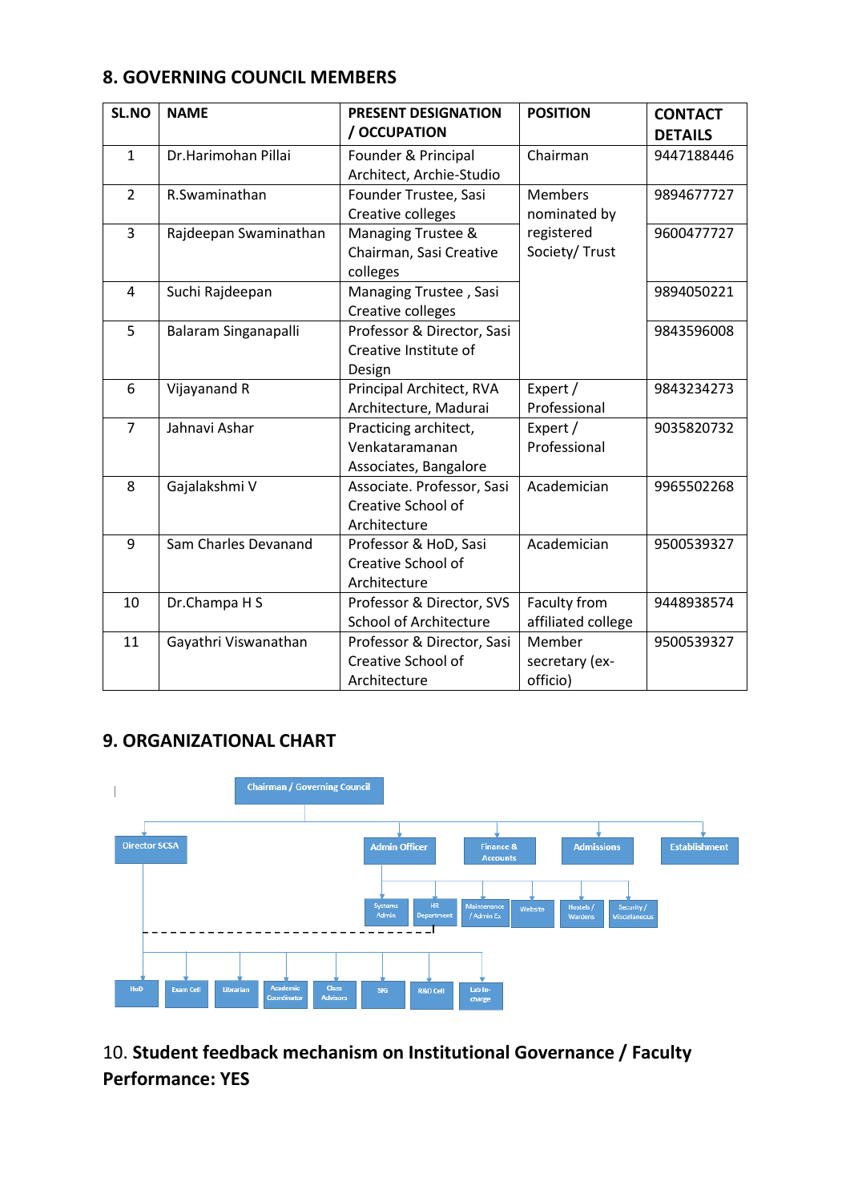## 8. GOVERNING COUNCIL MEMBERS

| SL.NO | NAME | PRESENT DESIGNATION / OCCUPATION | POSITION | CONTACT DETAILS |
|---|---|---|---|---|
| 1 | Dr.Harimohan Pillai | Founder & Principal Architect, Archie-Studio | Chairman | 9447188446 |
| 2 | R.Swaminathan | Founder Trustee, Sasi Creative colleges | Members nominated by registered Society/ Trust | 9894677727 |
| 3 | Rajdeepan Swaminathan | Managing Trustee & Chairman, Sasi Creative colleges | | 9600477727 |
| 4 | Suchi Rajdeepan | Managing Trustee , Sasi Creative colleges | | 9894050221 |
| 5 | Balaram Singanapalli | Professor & Director, Sasi Creative Institute of Design | | 9843596008 |
| 6 | Vijayanand R | Principal Architect, RVA Architecture, Madurai | Expert / Professional | 9843234273 |
| 7 | Jahnavi Ashar | Practicing architect, Venkataramanan Associates, Bangalore | Expert / Professional | 9035820732 |
| 8 | Gajalakshmi V | Associate. Professor, Sasi Creative School of Architecture | Academician | 9965502268 |
| 9 | Sam Charles Devanand | Professor & HoD, Sasi Creative School of Architecture | Academician | 9500539327 |
| 10 | Dr.Champa H S | Professor & Director, SVS School of Architecture | Faculty from affiliated college | 9448938574 |
| 11 | Gayathri Viswanathan | Professor & Director, Sasi Creative School of Architecture | Member secretary (ex-officio) | 9500539327 |

## 9. ORGANIZATIONAL CHART

- Chairman / Governing Council
  - Director SCSA
    - HoD
    - Exam Cell
    - Librarian
    - Academic Coordinator
    - Class Advisors
    - SIG
    - R&D Cell
    - Lab In-charge
  - Admin Officer
    - Systems Admin
    - HR Department
    - Maintenance / Admin Ex
    - Website
    - Hostels / Wardens
    - Security / Miscellaneous
  - Finance & Accounts
  - Admissions
  - Establishment

10. **Student feedback mechanism on Institutional Governance / Faculty Performance: YES**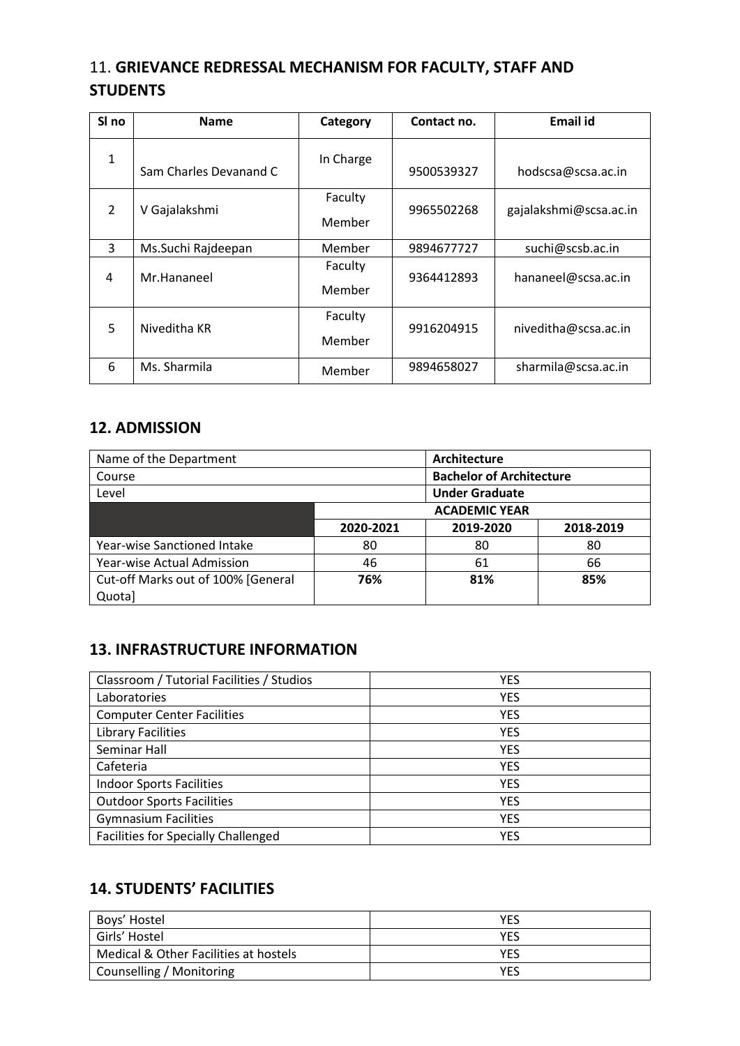## 11. **GRIEVANCE REDRESSAL MECHANISM FOR FACULTY, STAFF AND STUDENTS**

| Sl no | Name | Category | Contact no. | Email id |
|---|---|---|---|---|
| 1 | Sam Charles Devanand C | In Charge | 9500539327 | hodscsa@scsa.ac.in |
| 2 | V Gajalakshmi | Faculty Member | 9965502268 | gajalakshmi@scsa.ac.in |
| 3 | Ms.Suchi Rajdeepan | Member | 9894677727 | suchi@scsb.ac.in |
| 4 | Mr.Hananeel | Faculty Member | 9364412893 | hananeel@scsa.ac.in |
| 5 | Niveditha KR | Faculty Member | 9916204915 | niveditha@scsa.ac.in |
| 6 | Ms. Sharmila | Member | 9894658027 | sharmila@scsa.ac.in |

## 12. ADMISSION

| Name of the Department | | **Architecture** | |
|---|---|---|---|
| Course | | **Bachelor of Architecture** | |
| Level | | **Under Graduate** | |
| | **ACADEMIC YEAR** | | |
| | **2020-2021** | **2019-2020** | **2018-2019** |
| Year-wise Sanctioned Intake | 80 | 80 | 80 |
| Year-wise Actual Admission | 46 | 61 | 66 |
| Cut-off Marks out of 100% [General Quota] | **76%** | **81%** | **85%** |

## 13. INFRASTRUCTURE INFORMATION

| | |
|---|---|
| Classroom / Tutorial Facilities / Studios | YES |
| Laboratories | YES |
| Computer Center Facilities | YES |
| Library Facilities | YES |
| Seminar Hall | YES |
| Cafeteria | YES |
| Indoor Sports Facilities | YES |
| Outdoor Sports Facilities | YES |
| Gymnasium Facilities | YES |
| Facilities for Specially Challenged | YES |

## 14. STUDENTS' FACILITIES

| | |
|---|---|
| Boys' Hostel | YES |
| Girls' Hostel | YES |
| Medical & Other Facilities at hostels | YES |
| Counselling / Monitoring | YES |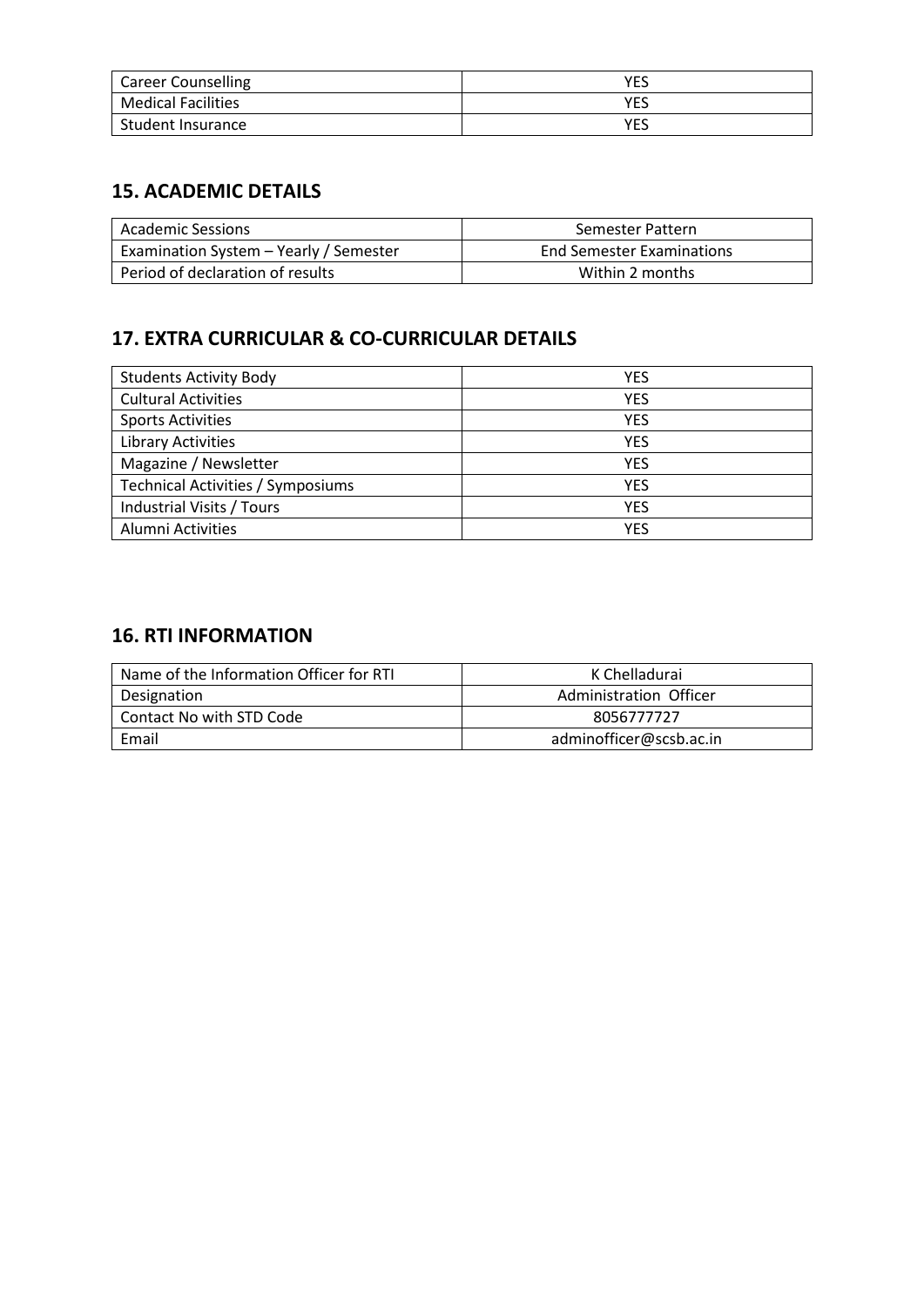| | |
|---|---|
| Career Counselling | YES |
| Medical Facilities | YES |
| Student Insurance | YES |

## 15. ACADEMIC DETAILS

| | |
|---|---|
| Academic Sessions | Semester Pattern |
| Examination System – Yearly / Semester | End Semester Examinations |
| Period of declaration of results | Within 2 months |

## 17. EXTRA CURRICULAR & CO-CURRICULAR DETAILS

| | |
|---|---|
| Students Activity Body | YES |
| Cultural Activities | YES |
| Sports Activities | YES |
| Library Activities | YES |
| Magazine / Newsletter | YES |
| Technical Activities / Symposiums | YES |
| Industrial Visits / Tours | YES |
| Alumni Activities | YES |

## 16. RTI INFORMATION

| | |
|---|---|
| Name of the Information Officer for RTI | K Chelladurai |
| Designation | Administration Officer |
| Contact No with STD Code | 8056777727 |
| Email | adminofficer@scsb.ac.in |